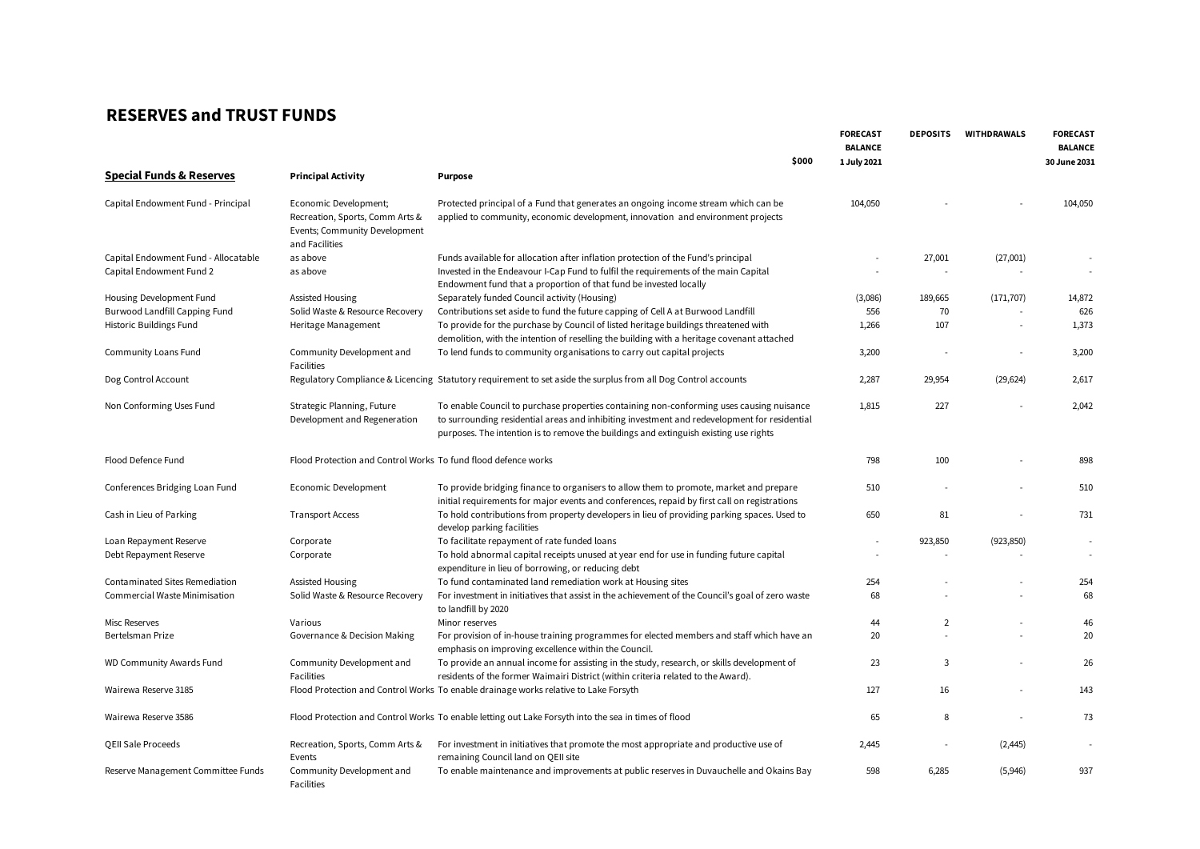## RESERVES and TRUST FUNDS

| Special Funds & Reserves | Principal Activity | Purpose | FORECAST BALANCE 1 July 2021 | DEPOSITS | WITHDRAWALS | FORECAST BALANCE 30 June 2031 |
|---|---|---|---|---|---|---|
| | | $000 | | | | |
| Capital Endowment Fund - Principal | Economic Development; Recreation, Sports, Comm Arts & Events; Community Development and Facilities | Protected principal of a Fund that generates an ongoing income stream which can be applied to community, economic development, innovation and environment projects | 104,050 | - | - | 104,050 |
| Capital Endowment Fund - Allocatable | as above | Funds available for allocation after inflation protection of the Fund's principal | - | 27,001 | (27,001) | - |
| Capital Endowment Fund 2 | as above | Invested in the Endeavour I-Cap Fund to fulfil the requirements of the main Capital Endowment fund that a proportion of that fund be invested locally | - | - | - | - |
| Housing Development Fund | Assisted Housing | Separately funded Council activity (Housing) | (3,086) | 189,665 | (171,707) | 14,872 |
| Burwood Landfill Capping Fund | Solid Waste & Resource Recovery | Contributions set aside to fund the future capping of Cell A at Burwood Landfill | 556 | 70 | - | 626 |
| Historic Buildings Fund | Heritage Management | To provide for the purchase by Council of listed heritage buildings threatened with demolition, with the intention of reselling the building with a heritage covenant attached | 1,266 | 107 | - | 1,373 |
| Community Loans Fund | Community Development and Facilities | To lend funds to community organisations to carry out capital projects | 3,200 | - | - | 3,200 |
| Dog Control Account | Regulatory Compliance & Licencing | Statutory requirement to set aside the surplus from all Dog Control accounts | 2,287 | 29,954 | (29,624) | 2,617 |
| Non Conforming Uses Fund | Strategic Planning, Future Development and Regeneration | To enable Council to purchase properties containing non-conforming uses causing nuisance to surrounding residential areas and inhibiting investment and redevelopment for residential purposes. The intention is to remove the buildings and extinguish existing use rights | 1,815 | 227 | - | 2,042 |
| Flood Defence Fund | Flood Protection and Control Works | To fund flood defence works | 798 | 100 | - | 898 |
| Conferences Bridging Loan Fund | Economic Development | To provide bridging finance to organisers to allow them to promote, market and prepare initial requirements for major events and conferences, repaid by first call on registrations | 510 | - | - | 510 |
| Cash in Lieu of Parking | Transport Access | To hold contributions from property developers in lieu of providing parking spaces. Used to develop parking facilities | 650 | 81 | - | 731 |
| Loan Repayment Reserve | Corporate | To facilitate repayment of rate funded loans | - | 923,850 | (923,850) | - |
| Debt Repayment Reserve | Corporate | To hold abnormal capital receipts unused at year end for use in funding future capital expenditure in lieu of borrowing, or reducing debt | - | - | - | - |
| Contaminated Sites Remediation | Assisted Housing | To fund contaminated land remediation work at Housing sites | 254 | - | - | 254 |
| Commercial Waste Minimisation | Solid Waste & Resource Recovery | For investment in initiatives that assist in the achievement of the Council's goal of zero waste to landfill by 2020 | 68 | - | - | 68 |
| Misc Reserves | Various | Minor reserves | 44 | 2 | - | 46 |
| Bertelsman Prize | Governance & Decision Making | For provision of in-house training programmes for elected members and staff which have an emphasis on improving excellence within the Council. | 20 | - | - | 20 |
| WD Community Awards Fund | Community Development and Facilities | To provide an annual income for assisting in the study, research, or skills development of residents of the former Waimairi District (within criteria related to the Award). | 23 | 3 | - | 26 |
| Wairewa Reserve 3185 | Flood Protection and Control Works | To enable drainage works relative to Lake Forsyth | 127 | 16 | - | 143 |
| Wairewa Reserve 3586 | Flood Protection and Control Works | To enable letting out Lake Forsyth into the sea in times of flood | 65 | 8 | - | 73 |
| QEII Sale Proceeds | Recreation, Sports, Comm Arts & Events | For investment in initiatives that promote the most appropriate and productive use of remaining Council land on QEII site | 2,445 | - | (2,445) | - |
| Reserve Management Committee Funds | Community Development and Facilities | To enable maintenance and improvements at public reserves in Duvauchelle and Okains Bay | 598 | 6,285 | (5,946) | 937 |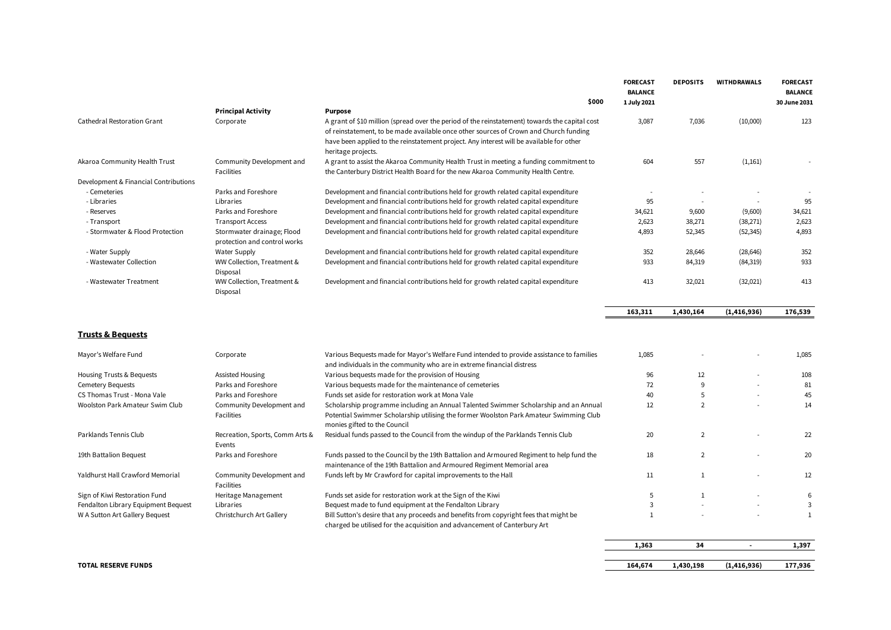| $000 | Principal Activity | Purpose | FORECAST BALANCE 1 July 2021 | DEPOSITS | WITHDRAWALS | FORECAST BALANCE 30 June 2031 |
|---|---|---|---|---|---|---|
| Cathedral Restoration Grant | Corporate | A grant of $10 million (spread over the period of the reinstatement) towards the capital cost of reinstatement, to be made available once other sources of Crown and Church funding have been applied to the reinstatement project. Any interest will be available for other heritage projects. | 3,087 | 7,036 | (10,000) | 123 |
| Akaroa Community Health Trust | Community Development and Facilities | A grant to assist the Akaroa Community Health Trust in meeting a funding commitment to the Canterbury District Health Board for the new Akaroa Community Health Centre. | 604 | 557 | (1,161) | - |
| Development & Financial Contributions | | | | | | |
| - Cemeteries | Parks and Foreshore | Development and financial contributions held for growth related capital expenditure | - | - | - | - |
| - Libraries | Libraries | Development and financial contributions held for growth related capital expenditure | 95 | - | - | 95 |
| - Reserves | Parks and Foreshore | Development and financial contributions held for growth related capital expenditure | 34,621 | 9,600 | (9,600) | 34,621 |
| - Transport | Transport Access | Development and financial contributions held for growth related capital expenditure | 2,623 | 38,271 | (38,271) | 2,623 |
| - Stormwater & Flood Protection | Stormwater drainage; Flood protection and control works | Development and financial contributions held for growth related capital expenditure | 4,893 | 52,345 | (52,345) | 4,893 |
| - Water Supply | Water Supply | Development and financial contributions held for growth related capital expenditure | 352 | 28,646 | (28,646) | 352 |
| - Wastewater Collection | WW Collection, Treatment & Disposal | Development and financial contributions held for growth related capital expenditure | 933 | 84,319 | (84,319) | 933 |
| - Wastewater Treatment | WW Collection, Treatment & Disposal | Development and financial contributions held for growth related capital expenditure | 413 | 32,021 | (32,021) | 413 |
| | | | **163,311** | **1,430,164** | **(1,416,936)** | **176,539** |

## Trusts & Bequests

| | Principal Activity | Purpose | FORECAST BALANCE 1 July 2021 | DEPOSITS | WITHDRAWALS | FORECAST BALANCE 30 June 2031 |
|---|---|---|---|---|---|---|
| Mayor's Welfare Fund | Corporate | Various Bequests made for Mayor's Welfare Fund intended to provide assistance to families and individuals in the community who are in extreme financial distress | 1,085 | - | - | 1,085 |
| Housing Trusts & Bequests | Assisted Housing | Various bequests made for the provision of Housing | 96 | 12 | - | 108 |
| Cemetery Bequests | Parks and Foreshore | Various bequests made for the maintenance of cemeteries | 72 | 9 | - | 81 |
| CS Thomas Trust - Mona Vale | Parks and Foreshore | Funds set aside for restoration work at Mona Vale | 40 | 5 | - | 45 |
| Woolston Park Amateur Swim Club | Community Development and Facilities | Scholarship programme including an Annual Talented Swimmer Scholarship and an Annual Potential Swimmer Scholarship utilising the former Woolston Park Amateur Swimming Club monies gifted to the Council | 12 | 2 | - | 14 |
| Parklands Tennis Club | Recreation, Sports, Comm Arts & Events | Residual funds passed to the Council from the windup of the Parklands Tennis Club | 20 | 2 | - | 22 |
| 19th Battalion Bequest | Parks and Foreshore | Funds passed to the Council by the 19th Battalion and Armoured Regiment to help fund the maintenance of the 19th Battalion and Armoured Regiment Memorial area | 18 | 2 | - | 20 |
| Yaldhurst Hall Crawford Memorial | Community Development and Facilities | Funds left by Mr Crawford for capital improvements to the Hall | 11 | 1 | - | 12 |
| Sign of Kiwi Restoration Fund | Heritage Management | Funds set aside for restoration work at the Sign of the Kiwi | 5 | 1 | - | 6 |
| Fendalton Library Equipment Bequest | Libraries | Bequest made to fund equipment at the Fendalton Library | 3 | - | - | 3 |
| W A Sutton Art Gallery Bequest | Christchurch Art Gallery | Bill Sutton's desire that any proceeds and benefits from copyright fees that might be charged be utilised for the acquisition and advancement of Canterbury Art | 1 | - | - | 1 |
| | | | **1,363** | **34** | **-** | **1,397** |
| **TOTAL RESERVE FUNDS** | | | **164,674** | **1,430,198** | **(1,416,936)** | **177,936** |